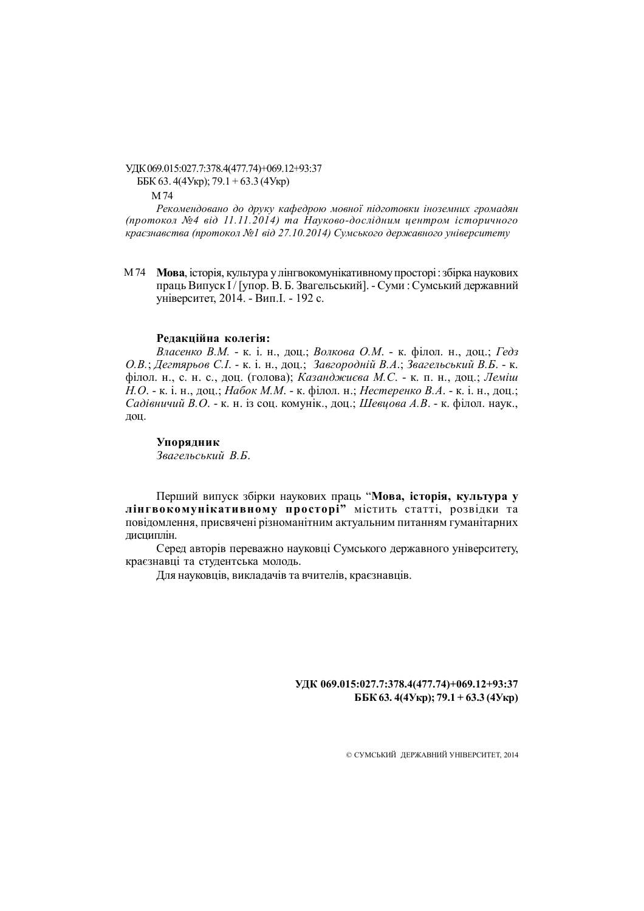УДК 069.015:027.7:378.4(477.74)+069.12+93:37
ББК 63. 4(4Укр); 79.1 + 63.3 (4Укр)
М 74

*Рекомендовано до друку кафедрою мовної підготовки іноземних громадян (протокол №4 від 11.11.2014) та Науково-дослідним центром історичного краєзнавства (протокол №1 від 27.10.2014) Сумського державного університету*

М 74 **Мова**, історія, культура у лінгвокомунікативному просторі : збірка наукових праць Випуск I / [упор. В. Б. Звагельський]. - Суми : Сумський державний університет, 2014. - Вип.I. - 192 с.

**Редакційна колегія:**

*Власенко В.М.* - к. і. н., доц.; *Волкова О.М.* - к. філол. н., доц.; *Гедз О.В.*; *Дегтярьов С.І.* - к. і. н., доц.; *Завгородній В.А.*; *Звагельський В.Б.* - к. філол. н., с. н. с., доц. (голова); *Казанджиєва М.С.* - к. п. н., доц.; *Леміш Н.О.* - к. і. н., доц.; *Набок М.М.* - к. філол. н.; *Нестеренко В.А.* - к. і. н., доц.; *Садівничий В.О.* - к. н. із соц. комунік., доц.; *Шевцова А.В.* - к. філол. наук., доц.

**Упорядник**

*Звагельський В.Б.*

Перший випуск збірки наукових праць "**Мова, історія, культура у лінгвокомунікативному просторі**" містить статті, розвідки та повідомлення, присвячені різноманітним актуальним питанням гуманітарних дисциплін.

Серед авторів переважно науковці Сумського державного університету, краєзнавці та студентська молодь.

Для науковців, викладачів та вчителів, краєзнавців.

**УДК 069.015:027.7:378.4(477.74)+069.12+93:37**
**ББК 63. 4(4Укр); 79.1 + 63.3 (4Укр)**

© СУМСЬКИЙ ДЕРЖАВНИЙ УНІВЕРСИТЕТ, 2014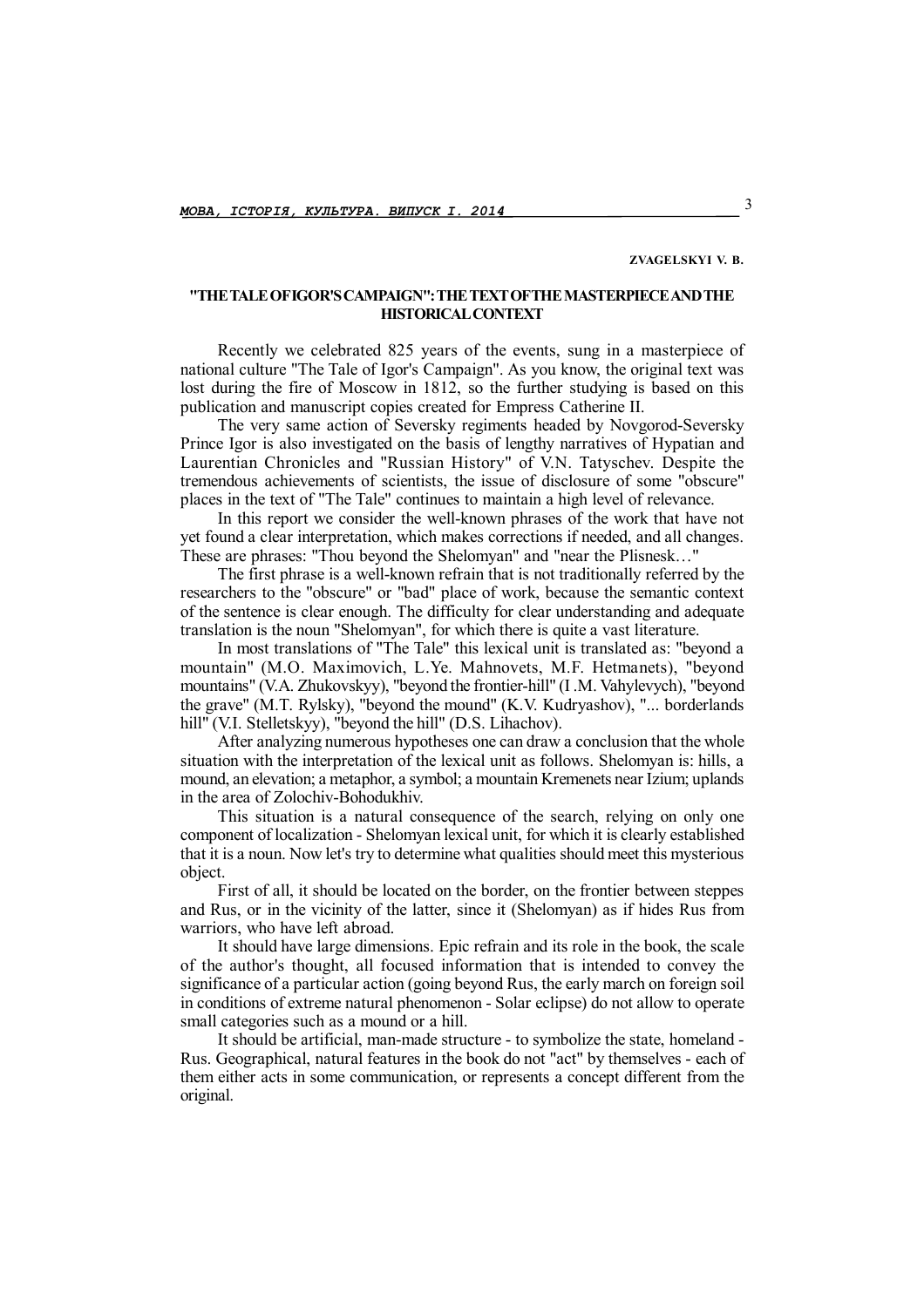**ZVAGELSKYI V. B.**

## "THE TALE OF IGOR'S CAMPAIGN": THE TEXT OF THE MASTERPIECE AND THE HISTORICAL CONTEXT

Recently we celebrated 825 years of the events, sung in a masterpiece of national culture "The Tale of Igor's Campaign". As you know, the original text was lost during the fire of Moscow in 1812, so the further studying is based on this publication and manuscript copies created for Empress Catherine II.

The very same action of Seversky regiments headed by Novgorod-Seversky Prince Igor is also investigated on the basis of lengthy narratives of Hypatian and Laurentian Chronicles and "Russian History" of V.N. Tatyschev. Despite the tremendous achievements of scientists, the issue of disclosure of some "obscure" places in the text of "The Tale" continues to maintain a high level of relevance.

In this report we consider the well-known phrases of the work that have not yet found a clear interpretation, which makes corrections if needed, and all changes. These are phrases: "Thou beyond the Shelomyan" and "near the Plisnesk…"

The first phrase is a well-known refrain that is not traditionally referred by the researchers to the "obscure" or "bad" place of work, because the semantic context of the sentence is clear enough. The difficulty for clear understanding and adequate translation is the noun "Shelomyan", for which there is quite a vast literature.

In most translations of "The Tale" this lexical unit is translated as: "beyond a mountain" (M.O. Maximovich, L.Ye. Mahnovets, M.F. Hetmanets), "beyond mountains" (V.A. Zhukovskyy), "beyond the frontier-hill" (I .M. Vahylevych), "beyond the grave" (M.T. Rylsky), "beyond the mound" (K.V. Kudryashov), "... borderlands hill" (V.I. Stelletskyy), "beyond the hill" (D.S. Lihachov).

After analyzing numerous hypotheses one can draw a conclusion that the whole situation with the interpretation of the lexical unit as follows. Shelomyan is: hills, a mound, an elevation; a metaphor, a symbol; a mountain Kremenets near Izium; uplands in the area of Zolochiv-Bohodukhiv.

This situation is a natural consequence of the search, relying on only one component of localization - Shelomyan lexical unit, for which it is clearly established that it is a noun. Now let's try to determine what qualities should meet this mysterious object.

First of all, it should be located on the border, on the frontier between steppes and Rus, or in the vicinity of the latter, since it (Shelomyan) as if hides Rus from warriors, who have left abroad.

It should have large dimensions. Epic refrain and its role in the book, the scale of the author's thought, all focused information that is intended to convey the significance of a particular action (going beyond Rus, the early march on foreign soil in conditions of extreme natural phenomenon - Solar eclipse) do not allow to operate small categories such as a mound or a hill.

It should be artificial, man-made structure - to symbolize the state, homeland - Rus. Geographical, natural features in the book do not "act" by themselves - each of them either acts in some communication, or represents a concept different from the original.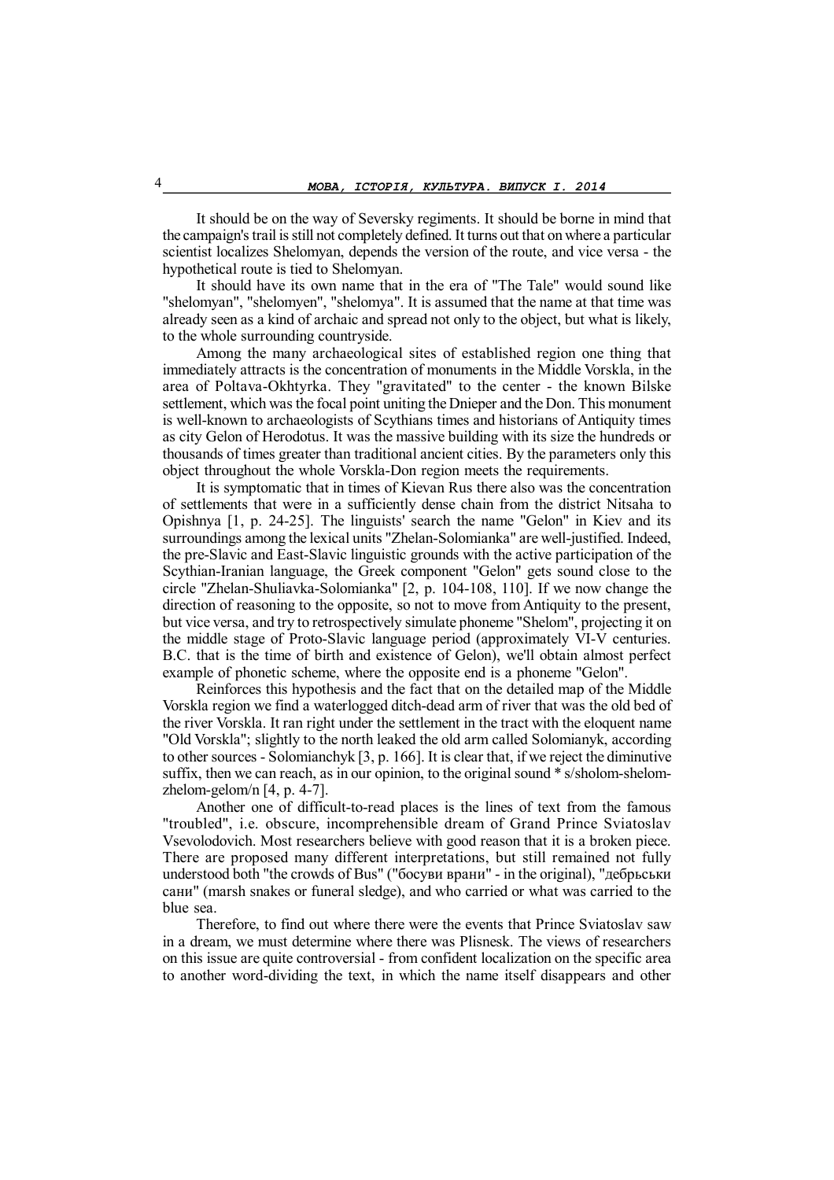It should be on the way of Seversky regiments. It should be borne in mind that the campaign's trail is still not completely defined. It turns out that on where a particular scientist localizes Shelomyan, depends the version of the route, and vice versa - the hypothetical route is tied to Shelomyan.

It should have its own name that in the era of "The Tale" would sound like "shelomyan", "shelomyen", "shelomya". It is assumed that the name at that time was already seen as a kind of archaic and spread not only to the object, but what is likely, to the whole surrounding countryside.

Among the many archaeological sites of established region one thing that immediately attracts is the concentration of monuments in the Middle Vorskla, in the area of Poltava-Okhtyrka. They "gravitated" to the center - the known Bilske settlement, which was the focal point uniting the Dnieper and the Don. This monument is well-known to archaeologists of Scythians times and historians of Antiquity times as city Gelon of Herodotus. It was the massive building with its size the hundreds or thousands of times greater than traditional ancient cities. By the parameters only this object throughout the whole Vorskla-Don region meets the requirements.

It is symptomatic that in times of Kievan Rus there also was the concentration of settlements that were in a sufficiently dense chain from the district Nitsaha to Opishnya [1, p. 24-25]. The linguists' search the name "Gelon" in Kiev and its surroundings among the lexical units "Zhelan-Solomianka" are well-justified. Indeed, the pre-Slavic and East-Slavic linguistic grounds with the active participation of the Scythian-Iranian language, the Greek component "Gelon" gets sound close to the circle "Zhelan-Shuliavka-Solomianka" [2, p. 104-108, 110]. If we now change the direction of reasoning to the opposite, so not to move from Antiquity to the present, but vice versa, and try to retrospectively simulate phoneme "Shelom", projecting it on the middle stage of Proto-Slavic language period (approximately VI-V centuries. B.C. that is the time of birth and existence of Gelon), we'll obtain almost perfect example of phonetic scheme, where the opposite end is a phoneme "Gelon".

Reinforces this hypothesis and the fact that on the detailed map of the Middle Vorskla region we find a waterlogged ditch-dead arm of river that was the old bed of the river Vorskla. It ran right under the settlement in the tract with the eloquent name "Old Vorskla"; slightly to the north leaked the old arm called Solomianyk, according to other sources - Solomianchyk [3, p. 166]. It is clear that, if we reject the diminutive suffix, then we can reach, as in our opinion, to the original sound * s/sholom-shelom-zhelom-gelom/n [4, p. 4-7].

Another one of difficult-to-read places is the lines of text from the famous "troubled", i.e. obscure, incomprehensible dream of Grand Prince Sviatoslav Vsevolodovich. Most researchers believe with good reason that it is a broken piece. There are proposed many different interpretations, but still remained not fully understood both "the crowds of Bus" ("босуви врани" - in the original), "дебрьськи сани" (marsh snakes or funeral sledge), and who carried or what was carried to the blue sea.

Therefore, to find out where there were the events that Prince Sviatoslav saw in a dream, we must determine where there was Plisnesk. The views of researchers on this issue are quite controversial - from confident localization on the specific area to another word-dividing the text, in which the name itself disappears and other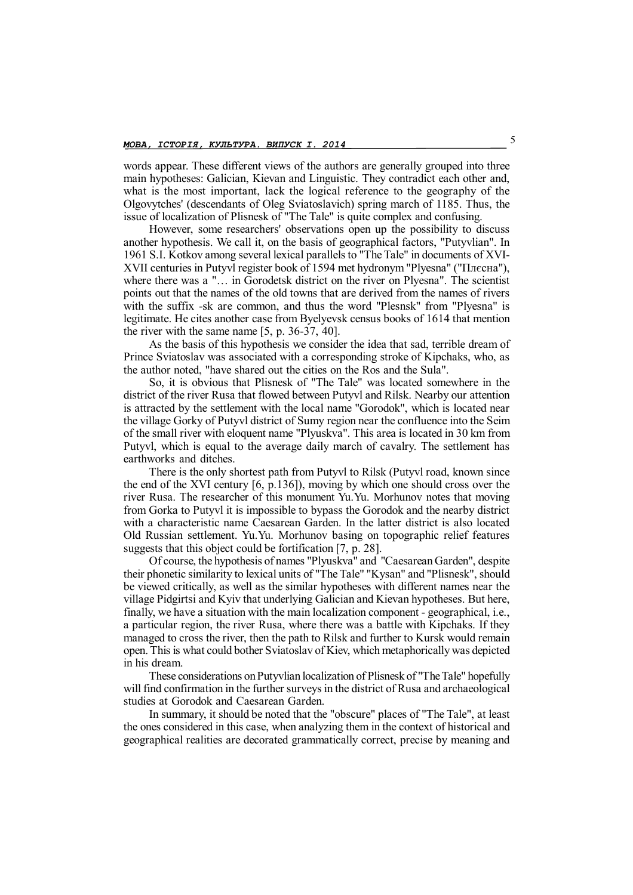words appear. These different views of the authors are generally grouped into three main hypotheses: Galician, Kievan and Linguistic. They contradict each other and, what is the most important, lack the logical reference to the geography of the Olgovytches' (descendants of Oleg Sviatoslavich) spring march of 1185. Thus, the issue of localization of Plisnesk of "The Tale" is quite complex and confusing.

However, some researchers' observations open up the possibility to discuss another hypothesis. We call it, on the basis of geographical factors, "Putyvlian". In 1961 S.I. Kotkov among several lexical parallels to "The Tale" in documents of XVI-XVII centuries in Putyvl register book of 1594 met hydronym "Plyesna" ("Плєсна"), where there was a "… in Gorodetsk district on the river on Plyesna". The scientist points out that the names of the old towns that are derived from the names of rivers with the suffix -sk are common, and thus the word "Plesnsk" from "Plyesna" is legitimate. He cites another case from Byelyevsk census books of 1614 that mention the river with the same name [5, p. 36-37, 40].

As the basis of this hypothesis we consider the idea that sad, terrible dream of Prince Sviatoslav was associated with a corresponding stroke of Kipchaks, who, as the author noted, "have shared out the cities on the Ros and the Sula".

So, it is obvious that Plisnesk of "The Tale" was located somewhere in the district of the river Rusa that flowed between Putyvl and Rilsk. Nearby our attention is attracted by the settlement with the local name "Gorodok", which is located near the village Gorky of Putyvl district of Sumy region near the confluence into the Seim of the small river with eloquent name "Plyuskva". This area is located in 30 km from Putyvl, which is equal to the average daily march of cavalry. The settlement has earthworks and ditches.

There is the only shortest path from Putyvl to Rilsk (Putyvl road, known since the end of the XVI century [6, p.136]), moving by which one should cross over the river Rusa. The researcher of this monument Yu.Yu. Morhunov notes that moving from Gorka to Putyvl it is impossible to bypass the Gorodok and the nearby district with a characteristic name Caesarean Garden. In the latter district is also located Old Russian settlement. Yu.Yu. Morhunov basing on topographic relief features suggests that this object could be fortification [7, p. 28].

Of course, the hypothesis of names "Plyuskva" and "Caesarean Garden", despite their phonetic similarity to lexical units of "The Tale" "Kysan" and "Plisnesk", should be viewed critically, as well as the similar hypotheses with different names near the village Pidgirtsi and Kyiv that underlying Galician and Kievan hypotheses. But here, finally, we have a situation with the main localization component - geographical, i.e., a particular region, the river Rusa, where there was a battle with Kipchaks. If they managed to cross the river, then the path to Rilsk and further to Kursk would remain open. This is what could bother Sviatoslav of Kiev, which metaphorically was depicted in his dream.

These considerations on Putyvlian localization of Plisnesk of "The Tale" hopefully will find confirmation in the further surveys in the district of Rusa and archaeological studies at Gorodok and Caesarean Garden.

In summary, it should be noted that the "obscure" places of "The Tale", at least the ones considered in this case, when analyzing them in the context of historical and geographical realities are decorated grammatically correct, precise by meaning and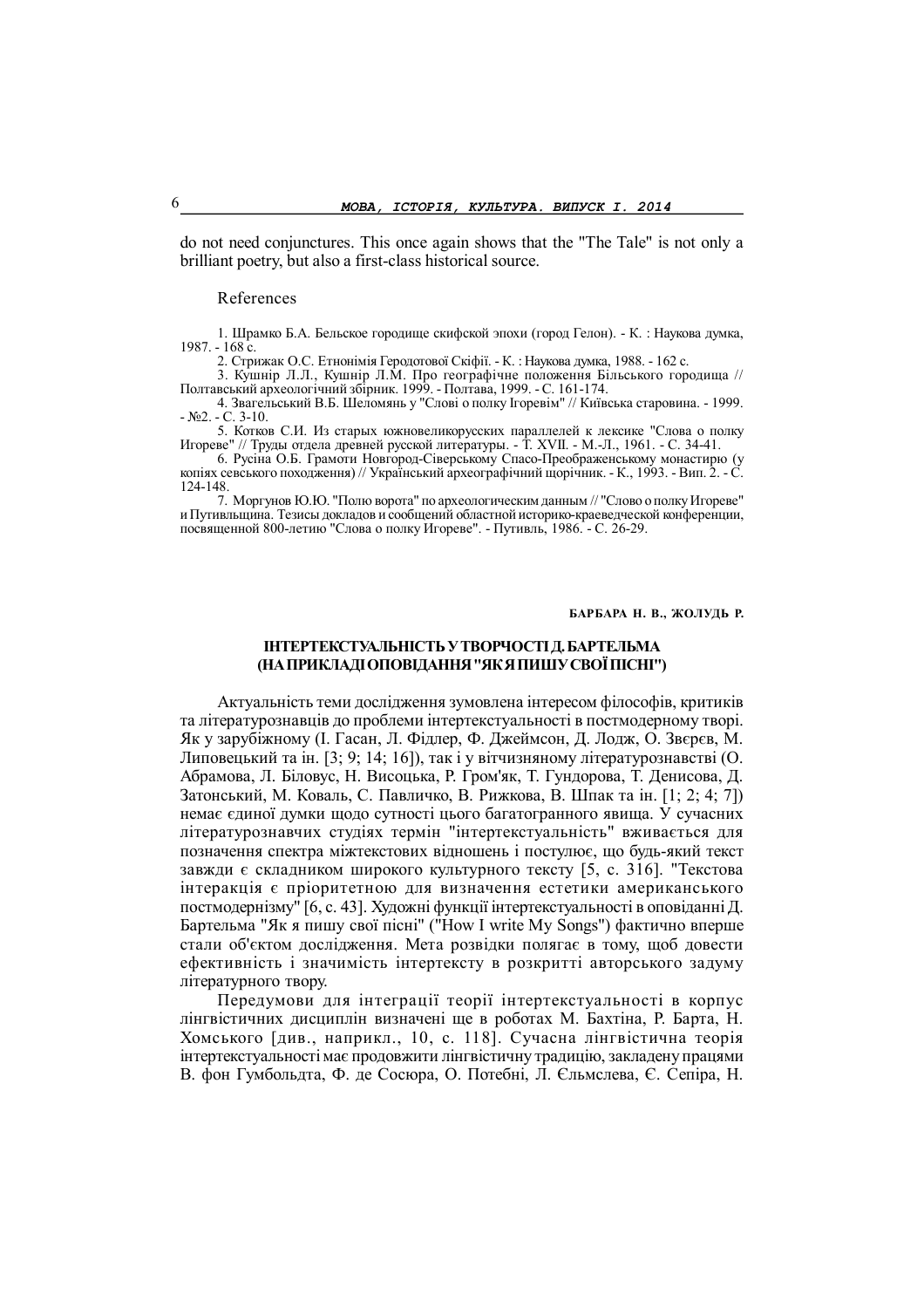do not need conjunctures. This once again shows that the "The Tale" is not only a brilliant poetry, but also a first-class historical source.

References

1. Шрамко Б.А. Бельское городище скифской эпохи (город Гелон). - К. : Наукова думка, 1987. - 168 с.

2. Стрижак О.С. Етнонімія Геродотової Скіфії. - К. : Наукова думка, 1988. - 162 с.

3. Кушнір Л.Л., Кушнір Л.М. Про географічне положення Більського городища // Полтавський археологічний збірник. 1999. - Полтава, 1999. - С. 161-174.

4. Звагельський В.Б. Шеломянь у "Слові о полку Ігоревім" // Київська старовина. - 1999. - №2. - С. 3-10.

5. Котков С.И. Из старых южновеликорусских параллелей к лексике "Слова о полку Игореве" // Труды отдела древней русской литературы. - Т. XVII. - М.-Л., 1961. - С. 34-41.

6. Русіна О.Б. Грамоти Новгород-Сіверському Спасо-Преображенському монастирю (у копіях севського походження) // Український археографічний щорічник. - К., 1993. - Вип. 2. - С. 124-148.

7. Моргунов Ю.Ю. "Полю ворота" по археологическим данным // "Слово о полку Игореве" и Путивльщина. Тезисы докладов и сообщений областной историко-краеведческой конференции, посвященной 800-летию "Слова о полку Игореве". - Путивль, 1986. - С. 26-29.

**БАРБАРА Н. В., ЖОЛУДЬ Р.**

## ІНТЕРТЕКСТУАЛЬНІСТЬ У ТВОРЧОСТІ Д. БАРТЕЛЬМА (НА ПРИКЛАДІ ОПОВІДАННЯ "ЯК Я ПИШУ СВОЇ ПІСНІ")

Актуальність теми дослідження зумовлена інтересом філософів, критиків та літературознавців до проблеми інтертекстуальності в постмодерному творі. Як у зарубіжному (І. Гасан, Л. Фідлер, Ф. Джеймсон, Д. Лодж, О. Звєрєв, М. Липовецький та ін. [3; 9; 14; 16]), так і у вітчизняному літературознавстві (О. Абрамова, Л. Біловус, Н. Висоцька, Р. Гром'як, Т. Гундорова, Т. Денисова, Д. Затонський, М. Коваль, С. Павличко, В. Рижкова, В. Шпак та ін. [1; 2; 4; 7]) немає єдиної думки щодо сутності цього багатогранного явища. У сучасних літературознавчих студіях термін "інтертекстуальність" вживається для позначення спектра міжтекстових відношень і постулює, що будь-який текст завжди є складником широкого культурного тексту [5, с. 316]. "Текстова інтеракція є пріоритетною для визначення естетики американського постмодернізму" [6, с. 43]. Художні функції інтертекстуальності в оповіданні Д. Бартельма "Як я пишу свої пісні" ("How I write My Songs") фактично вперше стали об'єктом дослідження. Мета розвідки полягає в тому, щоб довести ефективність і значимість інтертексту в розкритті авторського задуму літературного твору.

Передумови для інтеграції теорії інтертекстуальності в корпус лінгвістичних дисциплін визначені ще в роботах М. Бахтіна, Р. Барта, Н. Хомського [див., наприкл., 10, с. 118]. Сучасна лінгвістична теорія інтертекстуальності має продовжити лінгвістичну традицію, закладену працями В. фон Гумбольдта, Ф. де Сосюра, О. Потебні, Л. Єльмслева, Є. Сепіра, Н.